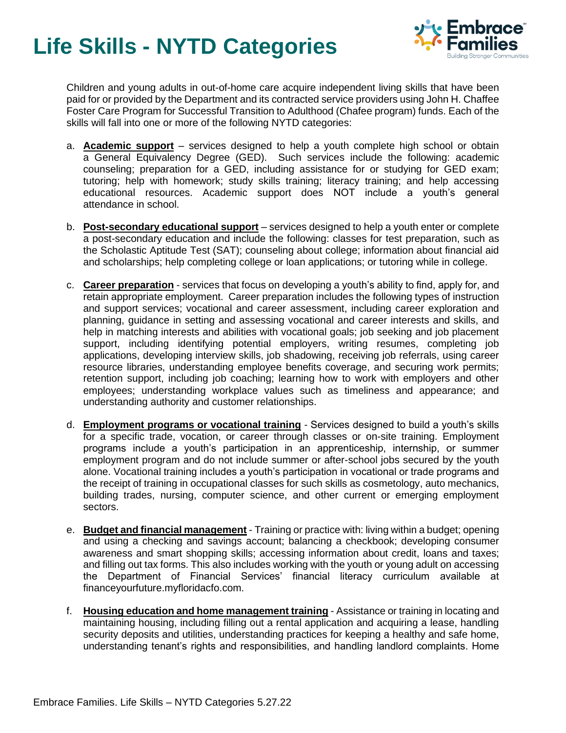# Life Skills - NYTD Categories

Children and young adults in out-of-home care acquire independent living skills that have been paid for or provided by the Department and its contracted service providers using John H. Chaffee Foster Care Program for Successful Transition to Adulthood (Chafee program) funds. Each of the skills will fall into one or more of the following NYTD categories:

a. **Academic support** – services designed to help a youth complete high school or obtain a General Equivalency Degree (GED). Such services include the following: academic counseling; preparation for a GED, including assistance for or studying for GED exam; tutoring; help with homework; study skills training; literacy training; and help accessing educational resources. Academic support does NOT include a youth's general attendance in school.

b. **Post-secondary educational support** – services designed to help a youth enter or complete a post-secondary education and include the following: classes for test preparation, such as the Scholastic Aptitude Test (SAT); counseling about college; information about financial aid and scholarships; help completing college or loan applications; or tutoring while in college.

c. **Career preparation** - services that focus on developing a youth's ability to find, apply for, and retain appropriate employment. Career preparation includes the following types of instruction and support services; vocational and career assessment, including career exploration and planning, guidance in setting and assessing vocational and career interests and skills, and help in matching interests and abilities with vocational goals; job seeking and job placement support, including identifying potential employers, writing resumes, completing job applications, developing interview skills, job shadowing, receiving job referrals, using career resource libraries, understanding employee benefits coverage, and securing work permits; retention support, including job coaching; learning how to work with employers and other employees; understanding workplace values such as timeliness and appearance; and understanding authority and customer relationships.

d. **Employment programs or vocational training** - Services designed to build a youth's skills for a specific trade, vocation, or career through classes or on-site training. Employment programs include a youth's participation in an apprenticeship, internship, or summer employment program and do not include summer or after-school jobs secured by the youth alone. Vocational training includes a youth's participation in vocational or trade programs and the receipt of training in occupational classes for such skills as cosmetology, auto mechanics, building trades, nursing, computer science, and other current or emerging employment sectors.

e. **Budget and financial management** - Training or practice with: living within a budget; opening and using a checking and savings account; balancing a checkbook; developing consumer awareness and smart shopping skills; accessing information about credit, loans and taxes; and filling out tax forms. This also includes working with the youth or young adult on accessing the Department of Financial Services' financial literacy curriculum available at financeyourfuture.myfloridacfo.com.

f. **Housing education and home management training** - Assistance or training in locating and maintaining housing, including filling out a rental application and acquiring a lease, handling security deposits and utilities, understanding practices for keeping a healthy and safe home, understanding tenant's rights and responsibilities, and handling landlord complaints. Home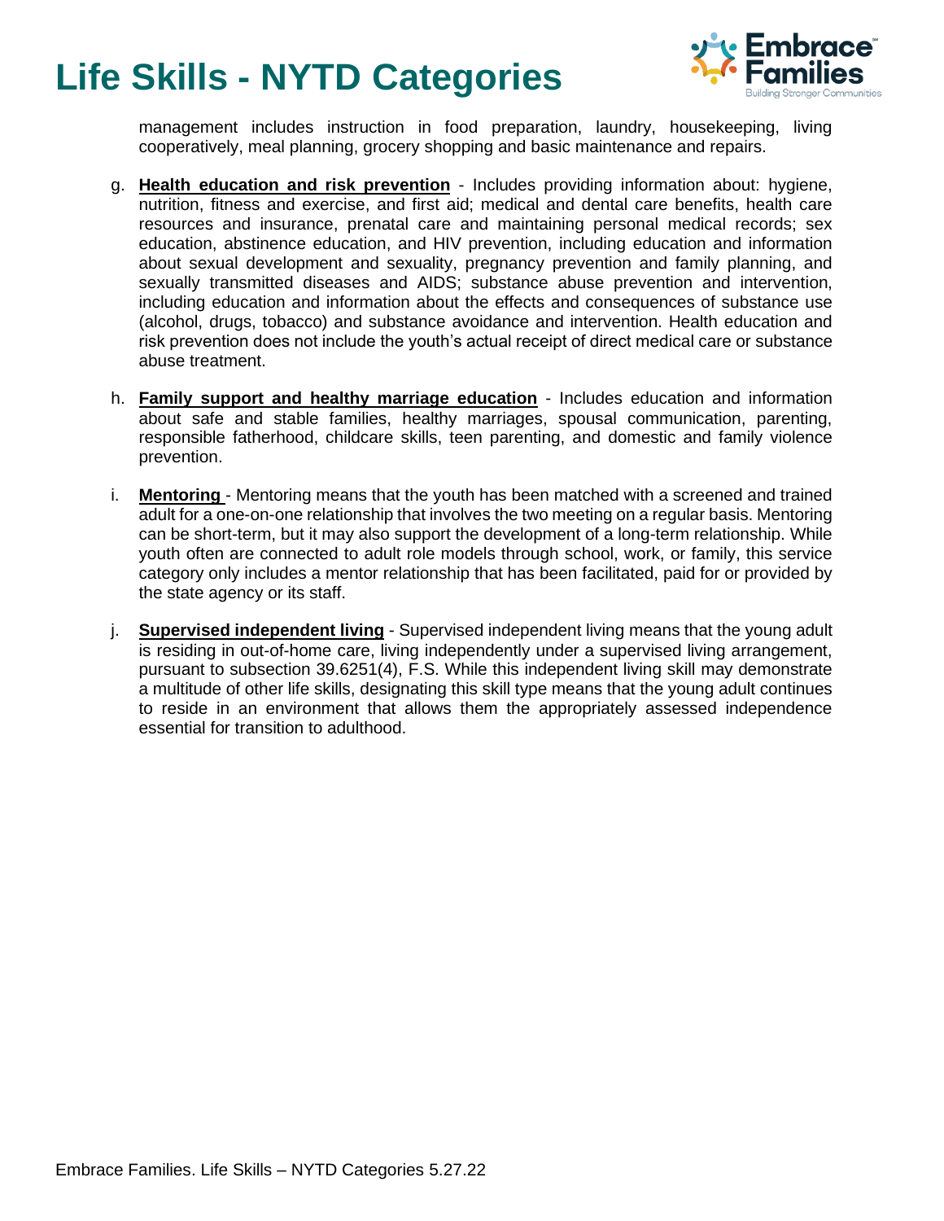management includes instruction in food preparation, laundry, housekeeping, living cooperatively, meal planning, grocery shopping and basic maintenance and repairs.

g. **Health education and risk prevention** - Includes providing information about: hygiene, nutrition, fitness and exercise, and first aid; medical and dental care benefits, health care resources and insurance, prenatal care and maintaining personal medical records; sex education, abstinence education, and HIV prevention, including education and information about sexual development and sexuality, pregnancy prevention and family planning, and sexually transmitted diseases and AIDS; substance abuse prevention and intervention, including education and information about the effects and consequences of substance use (alcohol, drugs, tobacco) and substance avoidance and intervention. Health education and risk prevention does not include the youth's actual receipt of direct medical care or substance abuse treatment.

h. **Family support and healthy marriage education** - Includes education and information about safe and stable families, healthy marriages, spousal communication, parenting, responsible fatherhood, childcare skills, teen parenting, and domestic and family violence prevention.

i. **Mentoring** - Mentoring means that the youth has been matched with a screened and trained adult for a one-on-one relationship that involves the two meeting on a regular basis. Mentoring can be short-term, but it may also support the development of a long-term relationship. While youth often are connected to adult role models through school, work, or family, this service category only includes a mentor relationship that has been facilitated, paid for or provided by the state agency or its staff.

j. **Supervised independent living** - Supervised independent living means that the young adult is residing in out-of-home care, living independently under a supervised living arrangement, pursuant to subsection 39.6251(4), F.S. While this independent living skill may demonstrate a multitude of other life skills, designating this skill type means that the young adult continues to reside in an environment that allows them the appropriately assessed independence essential for transition to adulthood.